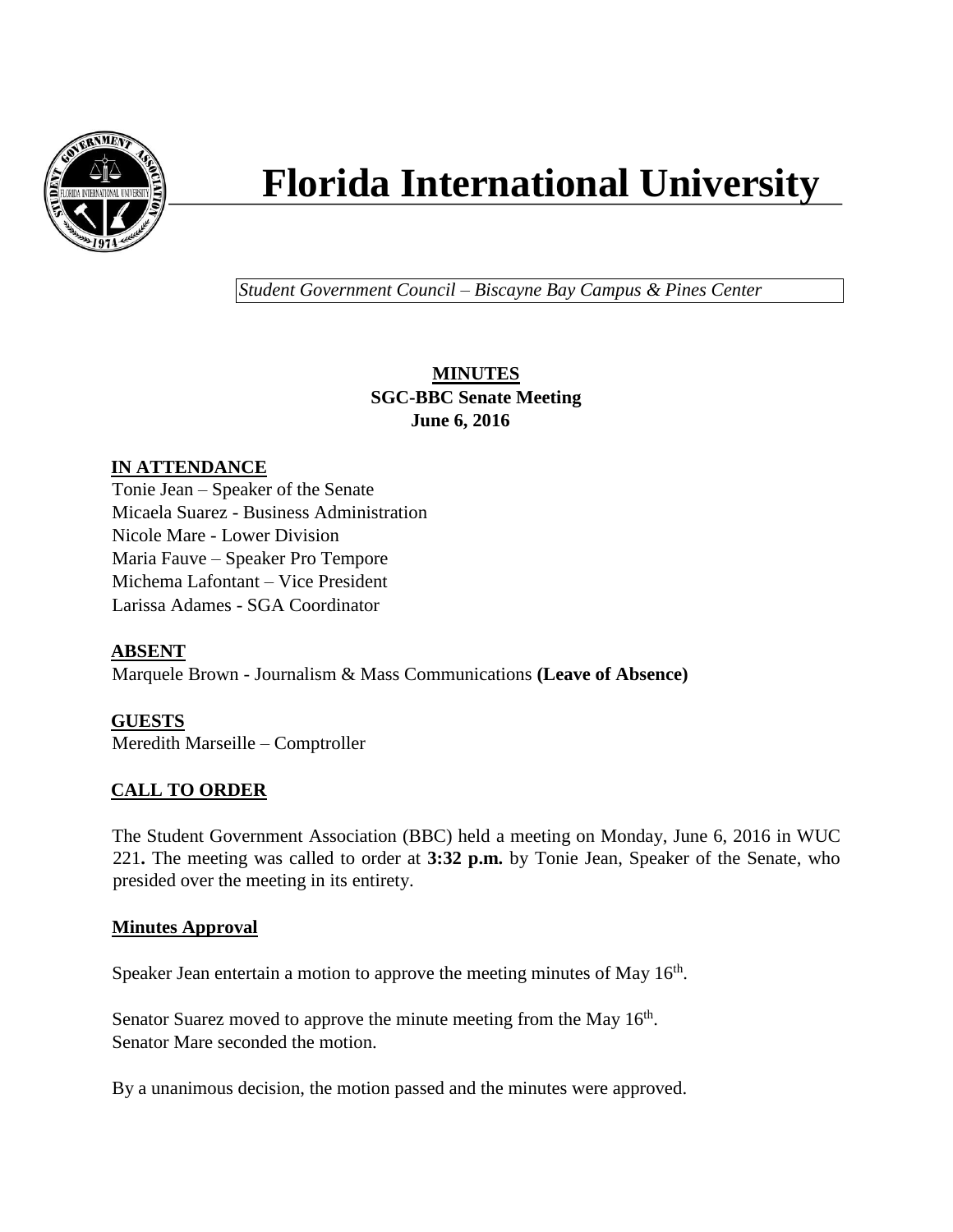# Florida International University

*Student Government Council – Biscayne Bay Campus & Pines Center*

**MINUTES**
**SGC-BBC Senate Meeting**
**June 6, 2016**

## IN ATTENDANCE

Tonie Jean – Speaker of the Senate
Micaela Suarez - Business Administration
Nicole Mare - Lower Division
Maria Fauve – Speaker Pro Tempore
Michema Lafontant – Vice President
Larissa Adames - SGA Coordinator

## ABSENT

Marquele Brown - Journalism & Mass Communications **(Leave of Absence)**

## GUESTS

Meredith Marseille – Comptroller

## CALL TO ORDER

The Student Government Association (BBC) held a meeting on Monday, June 6, 2016 in WUC 221**.** The meeting was called to order at **3:32 p.m.** by Tonie Jean, Speaker of the Senate, who presided over the meeting in its entirety.

### Minutes Approval

Speaker Jean entertain a motion to approve the meeting minutes of May 16th.

Senator Suarez moved to approve the minute meeting from the May 16th.
Senator Mare seconded the motion.

By a unanimous decision, the motion passed and the minutes were approved.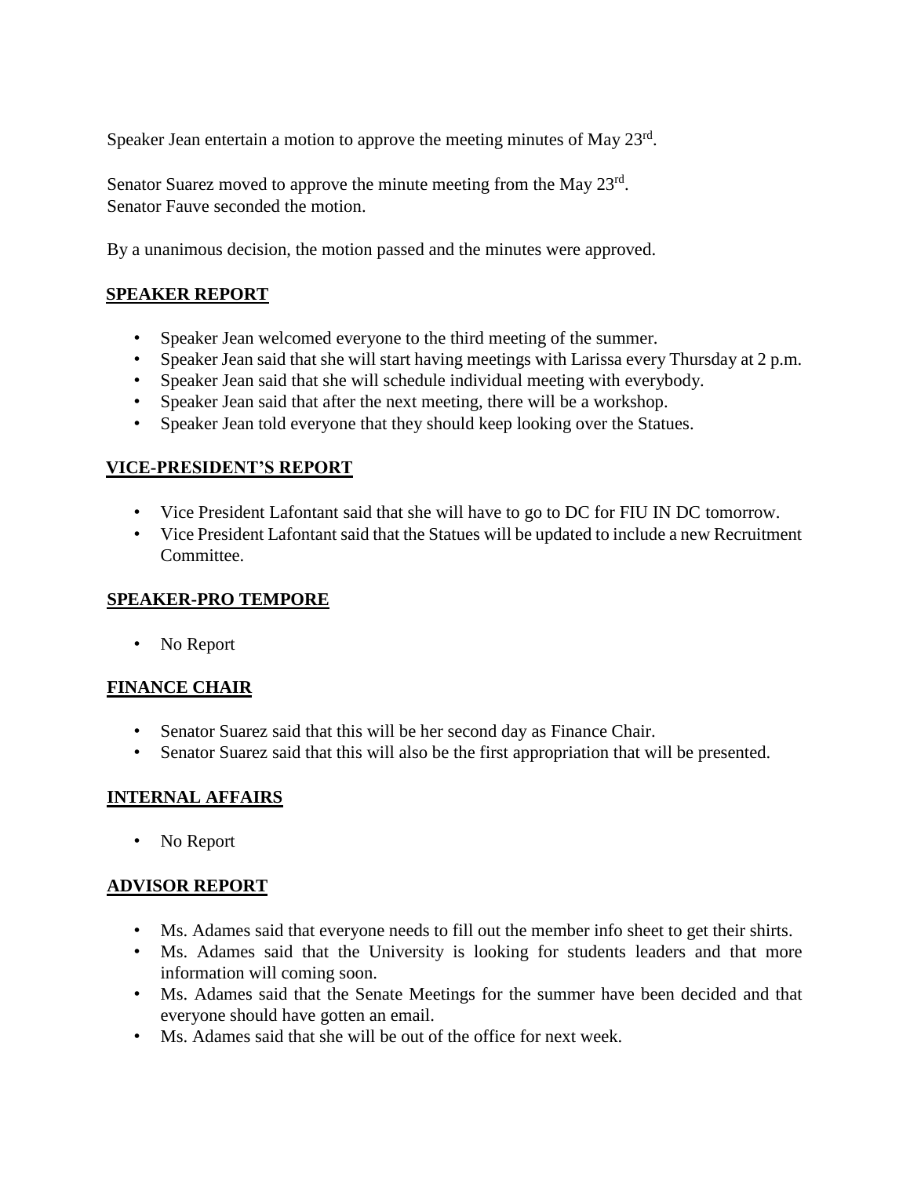Speaker Jean entertain a motion to approve the meeting minutes of May 23rd.

Senator Suarez moved to approve the minute meeting from the May 23rd.
Senator Fauve seconded the motion.

By a unanimous decision, the motion passed and the minutes were approved.

## SPEAKER REPORT

- Speaker Jean welcomed everyone to the third meeting of the summer.
- Speaker Jean said that she will start having meetings with Larissa every Thursday at 2 p.m.
- Speaker Jean said that she will schedule individual meeting with everybody.
- Speaker Jean said that after the next meeting, there will be a workshop.
- Speaker Jean told everyone that they should keep looking over the Statues.

## VICE-PRESIDENT'S REPORT

- Vice President Lafontant said that she will have to go to DC for FIU IN DC tomorrow.
- Vice President Lafontant said that the Statues will be updated to include a new Recruitment Committee.

## SPEAKER-PRO TEMPORE

- No Report

## FINANCE CHAIR

- Senator Suarez said that this will be her second day as Finance Chair.
- Senator Suarez said that this will also be the first appropriation that will be presented.

## INTERNAL AFFAIRS

- No Report

## ADVISOR REPORT

- Ms. Adames said that everyone needs to fill out the member info sheet to get their shirts.
- Ms. Adames said that the University is looking for students leaders and that more information will coming soon.
- Ms. Adames said that the Senate Meetings for the summer have been decided and that everyone should have gotten an email.
- Ms. Adames said that she will be out of the office for next week.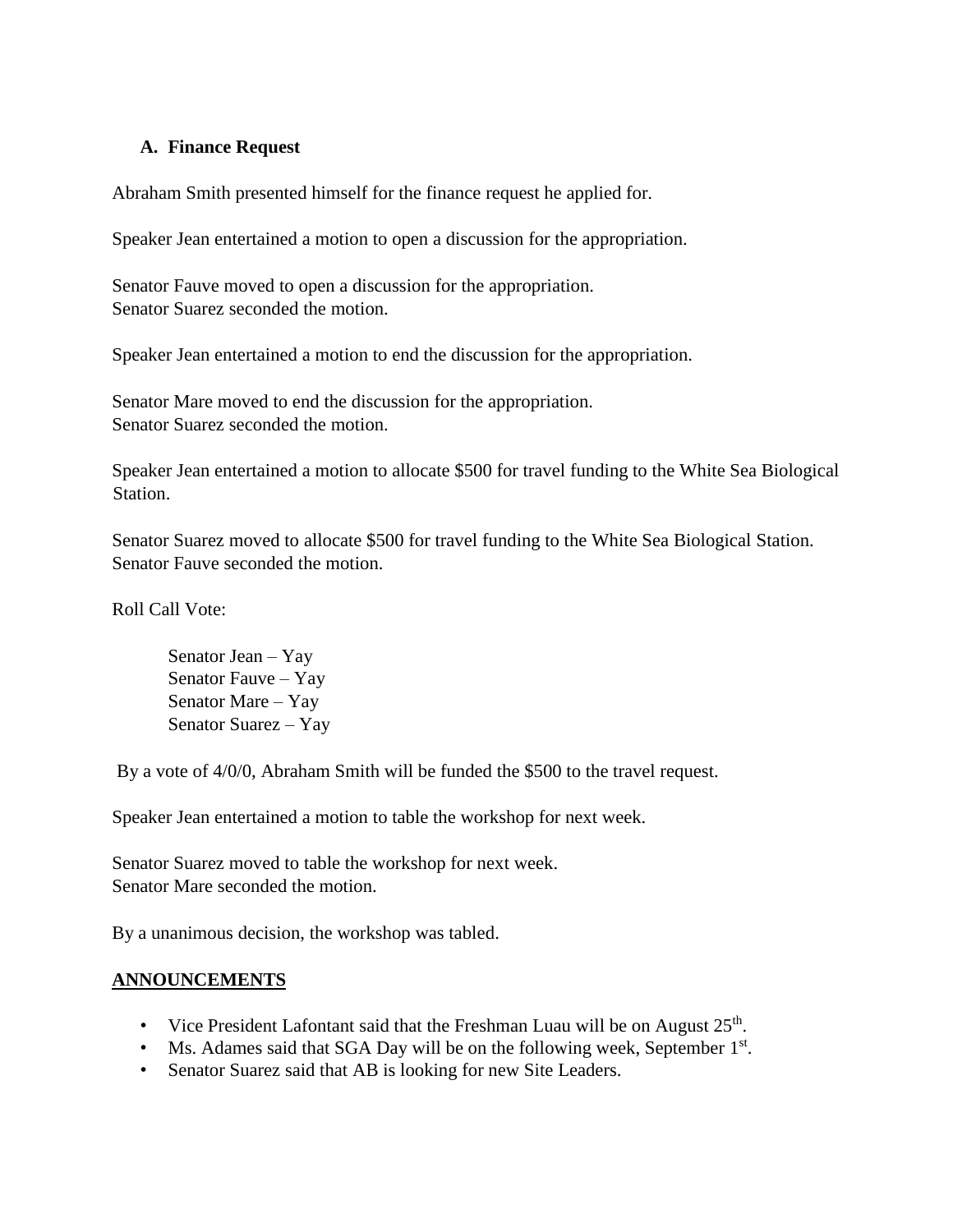### A. Finance Request

Abraham Smith presented himself for the finance request he applied for.

Speaker Jean entertained a motion to open a discussion for the appropriation.

Senator Fauve moved to open a discussion for the appropriation.
Senator Suarez seconded the motion.

Speaker Jean entertained a motion to end the discussion for the appropriation.

Senator Mare moved to end the discussion for the appropriation.
Senator Suarez seconded the motion.

Speaker Jean entertained a motion to allocate $500 for travel funding to the White Sea Biological Station.

Senator Suarez moved to allocate $500 for travel funding to the White Sea Biological Station.
Senator Fauve seconded the motion.

Roll Call Vote:

Senator Jean – Yay
Senator Fauve – Yay
Senator Mare – Yay
Senator Suarez – Yay

By a vote of 4/0/0, Abraham Smith will be funded the $500 to the travel request.

Speaker Jean entertained a motion to table the workshop for next week.

Senator Suarez moved to table the workshop for next week.
Senator Mare seconded the motion.

By a unanimous decision, the workshop was tabled.

## ANNOUNCEMENTS

- Vice President Lafontant said that the Freshman Luau will be on August 25th.
- Ms. Adames said that SGA Day will be on the following week, September 1st.
- Senator Suarez said that AB is looking for new Site Leaders.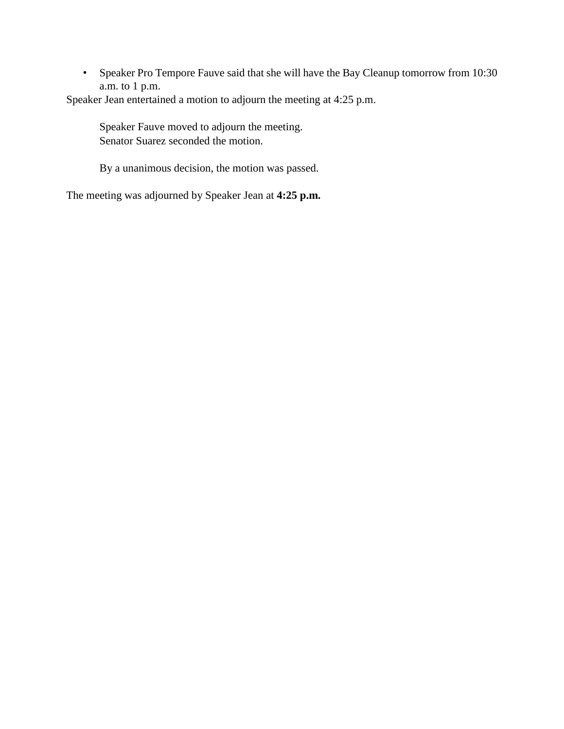- Speaker Pro Tempore Fauve said that she will have the Bay Cleanup tomorrow from 10:30 a.m. to 1 p.m.

Speaker Jean entertained a motion to adjourn the meeting at 4:25 p.m.

Speaker Fauve moved to adjourn the meeting.
Senator Suarez seconded the motion.

By a unanimous decision, the motion was passed.

The meeting was adjourned by Speaker Jean at **4:25 p.m.**